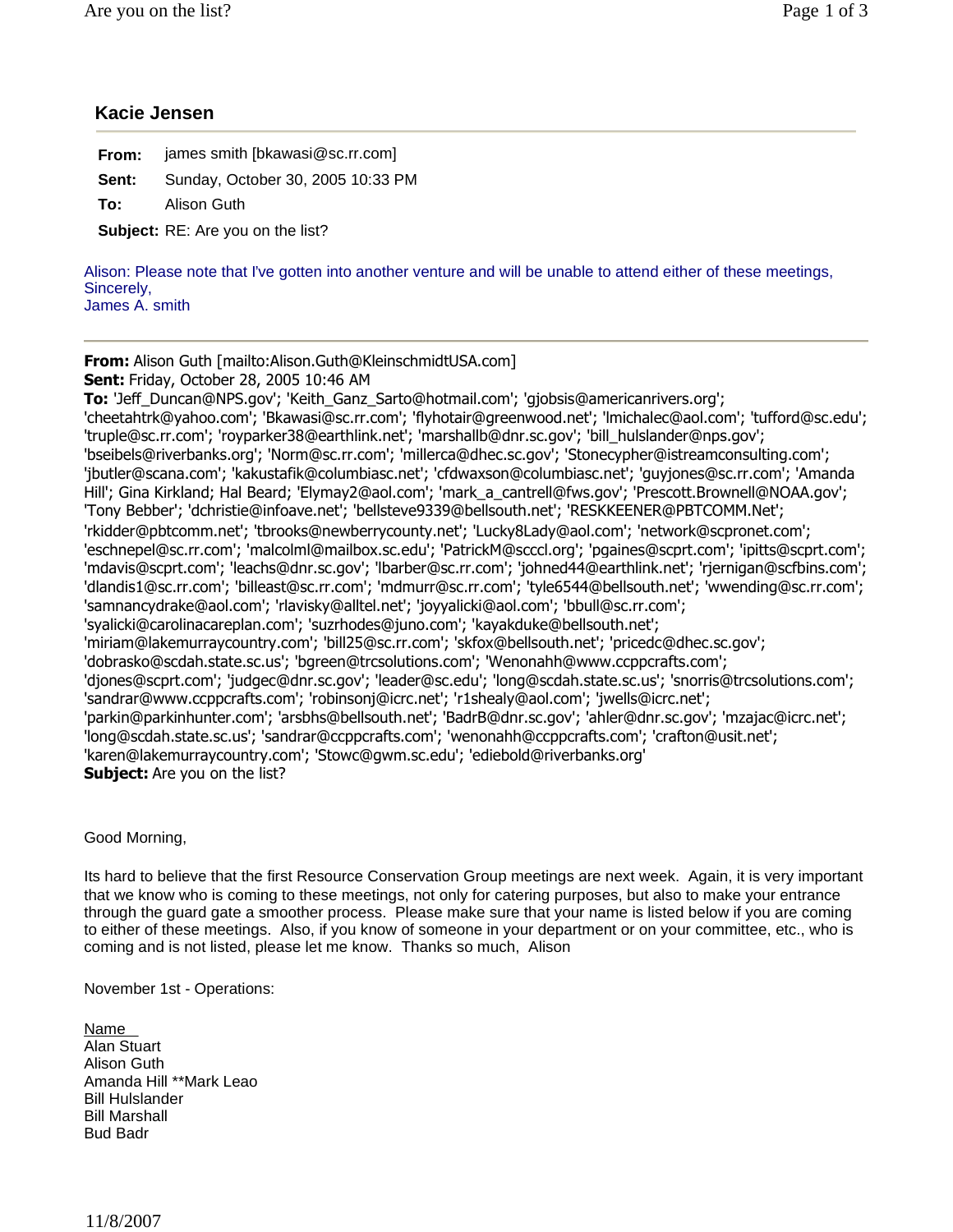## Kacie Jensen

**From:** james smith [bkawasi@sc.rr.com]

**Sent:** Sunday, October 30, 2005 10:33 PM

**To:** Alison Guth

**Subject:** RE: Are you on the list?

Alison: Please note that I've gotten into another venture and will be unable to attend either of these meetings,
Sincerely,
James A. smith

---

**From:** Alison Guth [mailto:Alison.Guth@KleinschmidtUSA.com]
**Sent:** Friday, October 28, 2005 10:46 AM
**To:** 'Jeff_Duncan@NPS.gov'; 'Keith_Ganz_Sarto@hotmail.com'; 'gjobsis@americanrivers.org'; 'cheetahtrk@yahoo.com'; 'Bkawasi@sc.rr.com'; 'flyhotair@greenwood.net'; 'lmichalec@aol.com'; 'tufford@sc.edu'; 'truple@sc.rr.com'; 'royparker38@earthlink.net'; 'marshallb@dnr.sc.gov'; 'bill_hulslander@nps.gov'; 'bseibels@riverbanks.org'; 'Norm@sc.rr.com'; 'millerca@dhec.sc.gov'; 'Stonecypher@istreamconsulting.com'; 'jbutler@scana.com'; 'kakustafik@columbiasc.net'; 'cfdwaxson@columbiasc.net'; 'guyjones@sc.rr.com'; 'Amanda Hill'; Gina Kirkland; Hal Beard; 'Elymay2@aol.com'; 'mark_a_cantrell@fws.gov'; 'Prescott.Brownell@NOAA.gov'; 'Tony Bebber'; 'dchristie@infoave.net'; 'bellsteve9339@bellsouth.net'; 'RESKKEENER@PBTCOMM.Net'; 'rkidder@pbtcomm.net'; 'tbrooks@newberrycounty.net'; 'Lucky8Lady@aol.com'; 'network@scpronet.com'; 'eschnepel@sc.rr.com'; 'malcolml@mailbox.sc.edu'; 'PatrickM@scccl.org'; 'pgaines@scprt.com'; 'ipitts@scprt.com'; 'mdavis@scprt.com'; 'leachs@dnr.sc.gov'; 'lbarber@sc.rr.com'; 'johned44@earthlink.net'; 'rjernigan@scfbins.com'; 'dlandis1@sc.rr.com'; 'billeast@sc.rr.com'; 'mdmurr@sc.rr.com'; 'tyle6544@bellsouth.net'; 'wwending@sc.rr.com'; 'samnancydrake@aol.com'; 'rlavisky@alltel.net'; 'joyyalicki@aol.com'; 'bbull@sc.rr.com'; 'syalicki@carolinacareplan.com'; 'suzrhodes@juno.com'; 'kayakduke@bellsouth.net'; 'miriam@lakemurraycountry.com'; 'bill25@sc.rr.com'; 'skfox@bellsouth.net'; 'pricedc@dhec.sc.gov'; 'dobrasko@scdah.state.sc.us'; 'bgreen@trcsolutions.com'; 'Wenonahh@www.ccppcrafts.com'; 'djones@scprt.com'; 'judgec@dnr.sc.gov'; 'leader@sc.edu'; 'long@scdah.state.sc.us'; 'snorris@trcsolutions.com'; 'sandrar@www.ccppcrafts.com'; 'robinsonj@icrc.net'; 'r1shealy@aol.com'; 'jwells@icrc.net'; 'parkin@parkinhunter.com'; 'arsbhs@bellsouth.net'; 'BadrB@dnr.sc.gov'; 'ahler@dnr.sc.gov'; 'mzajac@icrc.net'; 'long@scdah.state.sc.us'; 'sandrar@ccppcrafts.com'; 'wenonahh@ccppcrafts.com'; 'crafton@usit.net'; 'karen@lakemurraycountry.com'; 'Stowc@gwm.sc.edu'; 'ediebold@riverbanks.org'
**Subject:** Are you on the list?

Good Morning,

Its hard to believe that the first Resource Conservation Group meetings are next week. Again, it is very important that we know who is coming to these meetings, not only for catering purposes, but also to make your entrance through the guard gate a smoother process. Please make sure that your name is listed below if you are coming to either of these meetings. Also, if you know of someone in your department or on your committee, etc., who is coming and is not listed, please let me know. Thanks so much, Alison

November 1st - Operations:

Name
Alan Stuart
Alison Guth
Amanda Hill **Mark Leao
Bill Hulslander
Bill Marshall
Bud Badr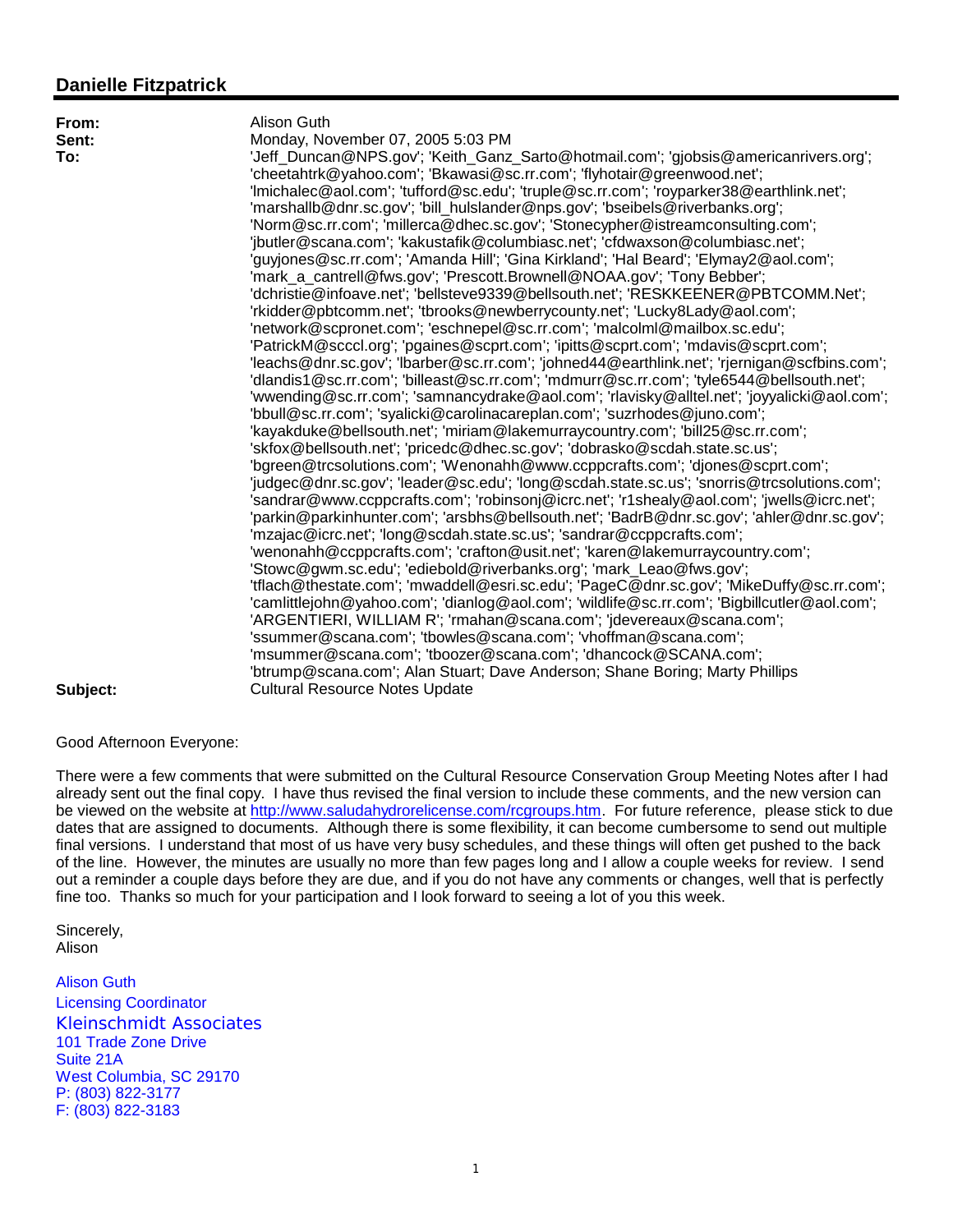## Danielle Fitzpatrick

**From:** Alison Guth
**Sent:** Monday, November 07, 2005 5:03 PM
**To:** 'Jeff_Duncan@NPS.gov'; 'Keith_Ganz_Sarto@hotmail.com'; 'gjobsis@americanrivers.org'; 'cheetahtrk@yahoo.com'; 'Bkawasi@sc.rr.com'; 'flyhotair@greenwood.net'; 'lmichalec@aol.com'; 'tufford@sc.edu'; 'truple@sc.rr.com'; 'royparker38@earthlink.net'; 'marshallb@dnr.sc.gov'; 'bill_hulslander@nps.gov'; 'bseibels@riverbanks.org'; 'Norm@sc.rr.com'; 'millerca@dhec.sc.gov'; 'Stonecypher@istreamconsulting.com'; 'jbutler@scana.com'; 'kakustafik@columbiasc.net'; 'cfdwaxson@columbiasc.net'; 'guyjones@sc.rr.com'; 'Amanda Hill'; 'Gina Kirkland'; 'Hal Beard'; 'Elymay2@aol.com'; 'mark_a_cantrell@fws.gov'; 'Prescott.Brownell@NOAA.gov'; 'Tony Bebber'; 'dchristie@infoave.net'; 'bellsteve9339@bellsouth.net'; 'RESKKEENER@PBTCOMM.Net'; 'rkidder@pbtcomm.net'; 'tbrooks@newberrycounty.net'; 'Lucky8Lady@aol.com'; 'network@scpronet.com'; 'eschnepel@sc.rr.com'; 'malcolml@mailbox.sc.edu'; 'PatrickM@scccl.org'; 'pgaines@scprt.com'; 'ipitts@scprt.com'; 'mdavis@scprt.com'; 'leachs@dnr.sc.gov'; 'lbarber@sc.rr.com'; 'johned44@earthlink.net'; 'rjernigan@scfbins.com'; 'dlandis1@sc.rr.com'; 'billeast@sc.rr.com'; 'mdmurr@sc.rr.com'; 'tyle6544@bellsouth.net'; 'wwending@sc.rr.com'; 'samnancydrake@aol.com'; 'rlavisky@alltel.net'; 'joyyalicki@aol.com'; 'bbull@sc.rr.com'; 'syalicki@carolinacareplan.com'; 'suzrhodes@juno.com'; 'kayakduke@bellsouth.net'; 'miriam@lakemurraycountry.com'; 'bill25@sc.rr.com'; 'skfox@bellsouth.net'; 'pricedc@dhec.sc.gov'; 'dobrasko@scdah.state.sc.us'; 'bgreen@trcsolutions.com'; 'Wenonahh@www.ccppcrafts.com'; 'djones@scprt.com'; 'judgec@dnr.sc.gov'; 'leader@sc.edu'; 'long@scdah.state.sc.us'; 'snorris@trcsolutions.com'; 'sandrar@www.ccppcrafts.com'; 'robinsonj@icrc.net'; 'r1shealy@aol.com'; 'jwells@icrc.net'; 'parkin@parkinhunter.com'; 'arsbhs@bellsouth.net'; 'BadrB@dnr.sc.gov'; 'ahler@dnr.sc.gov'; 'mzajac@icrc.net'; 'long@scdah.state.sc.us'; 'sandrar@ccppcrafts.com'; 'wenonahh@ccppcrafts.com'; 'crafton@usit.net'; 'karen@lakemurraycountry.com'; 'Stowc@gwm.sc.edu'; 'ediebold@riverbanks.org'; 'mark_Leao@fws.gov'; 'tflach@thestate.com'; 'mwaddell@esri.sc.edu'; 'PageC@dnr.sc.gov'; 'MikeDuffy@sc.rr.com'; 'camlittlejohn@yahoo.com'; 'dianlog@aol.com'; 'wildlife@sc.rr.com'; 'Bigbillcutler@aol.com'; 'ARGENTIERI, WILLIAM R'; 'rmahan@scana.com'; 'jdevereaux@scana.com'; 'ssummer@scana.com'; 'tbowles@scana.com'; 'vhoffman@scana.com'; 'msummer@scana.com'; 'tboozer@scana.com'; 'dhancock@SCANA.com'; 'btrump@scana.com'; Alan Stuart; Dave Anderson; Shane Boring; Marty Phillips
**Subject:** Cultural Resource Notes Update

Good Afternoon Everyone:

There were a few comments that were submitted on the Cultural Resource Conservation Group Meeting Notes after I had already sent out the final copy. I have thus revised the final version to include these comments, and the new version can be viewed on the website at http://www.saludahydrorelicense.com/rcgroups.htm. For future reference, please stick to due dates that are assigned to documents. Although there is some flexibility, it can become cumbersome to send out multiple final versions. I understand that most of us have very busy schedules, and these things will often get pushed to the back of the line. However, the minutes are usually no more than few pages long and I allow a couple weeks for review. I send out a reminder a couple days before they are due, and if you do not have any comments or changes, well that is perfectly fine too. Thanks so much for your participation and I look forward to seeing a lot of you this week.

Sincerely,
Alison

Alison Guth
Licensing Coordinator
Kleinschmidt Associates
101 Trade Zone Drive
Suite 21A
West Columbia, SC 29170
P: (803) 822-3177
F: (803) 822-3183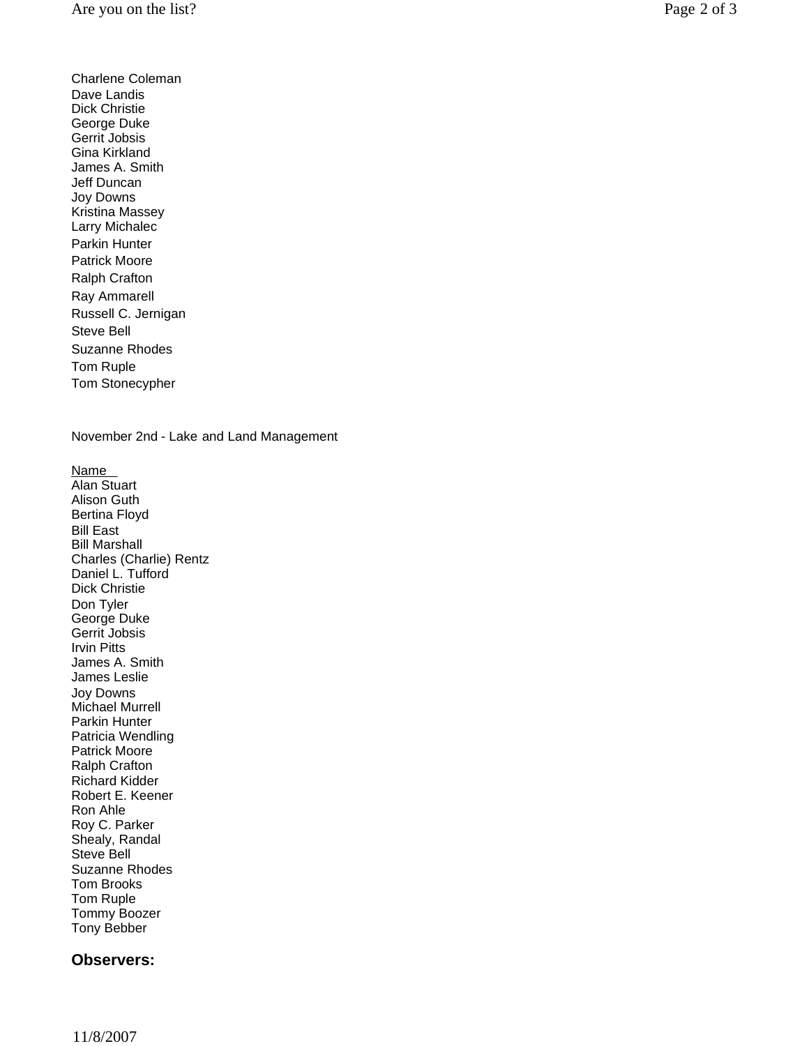Charlene Coleman
Dave Landis
Dick Christie
George Duke
Gerrit Jobsis
Gina Kirkland
James A. Smith
Jeff Duncan
Joy Downs
Kristina Massey
Larry Michalec
Parkin Hunter
Patrick Moore
Ralph Crafton
Ray Ammarell
Russell C. Jernigan
Steve Bell
Suzanne Rhodes
Tom Ruple
Tom Stonecypher

November 2nd - Lake and Land Management

Name
Alan Stuart
Alison Guth
Bertina Floyd
Bill East
Bill Marshall
Charles (Charlie) Rentz
Daniel L. Tufford
Dick Christie
Don Tyler
George Duke
Gerrit Jobsis
Irvin Pitts
James A. Smith
James Leslie
Joy Downs
Michael Murrell
Parkin Hunter
Patricia Wendling
Patrick Moore
Ralph Crafton
Richard Kidder
Robert E. Keener
Ron Ahle
Roy C. Parker
Shealy, Randal
Steve Bell
Suzanne Rhodes
Tom Brooks
Tom Ruple
Tommy Boozer
Tony Bebber

**Observers:**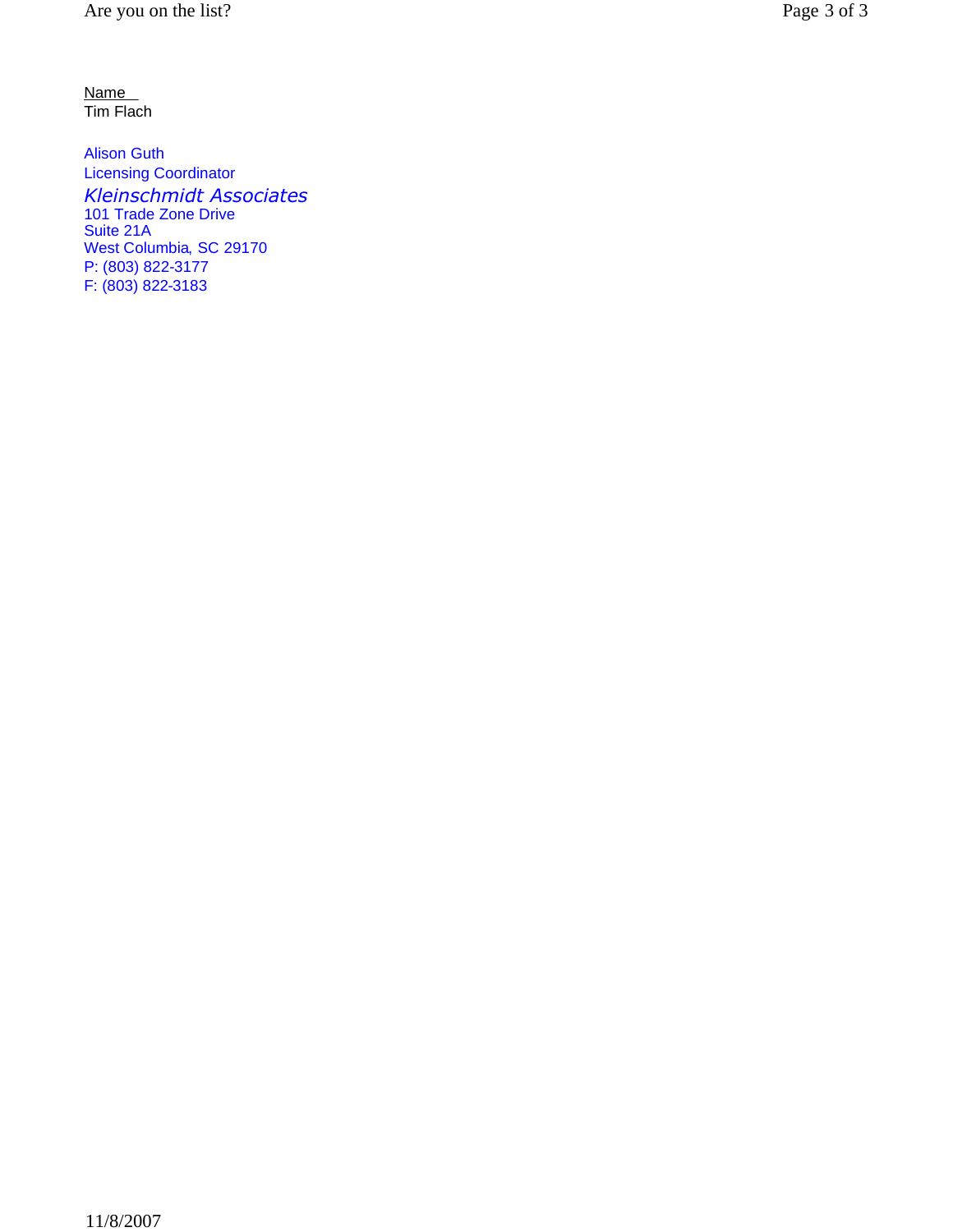Name
Tim Flach

Alison Guth
Licensing Coordinator
*Kleinschmidt Associates*
101 Trade Zone Drive
Suite 21A
West Columbia, SC 29170
P: (803) 822-3177
F: (803) 822-3183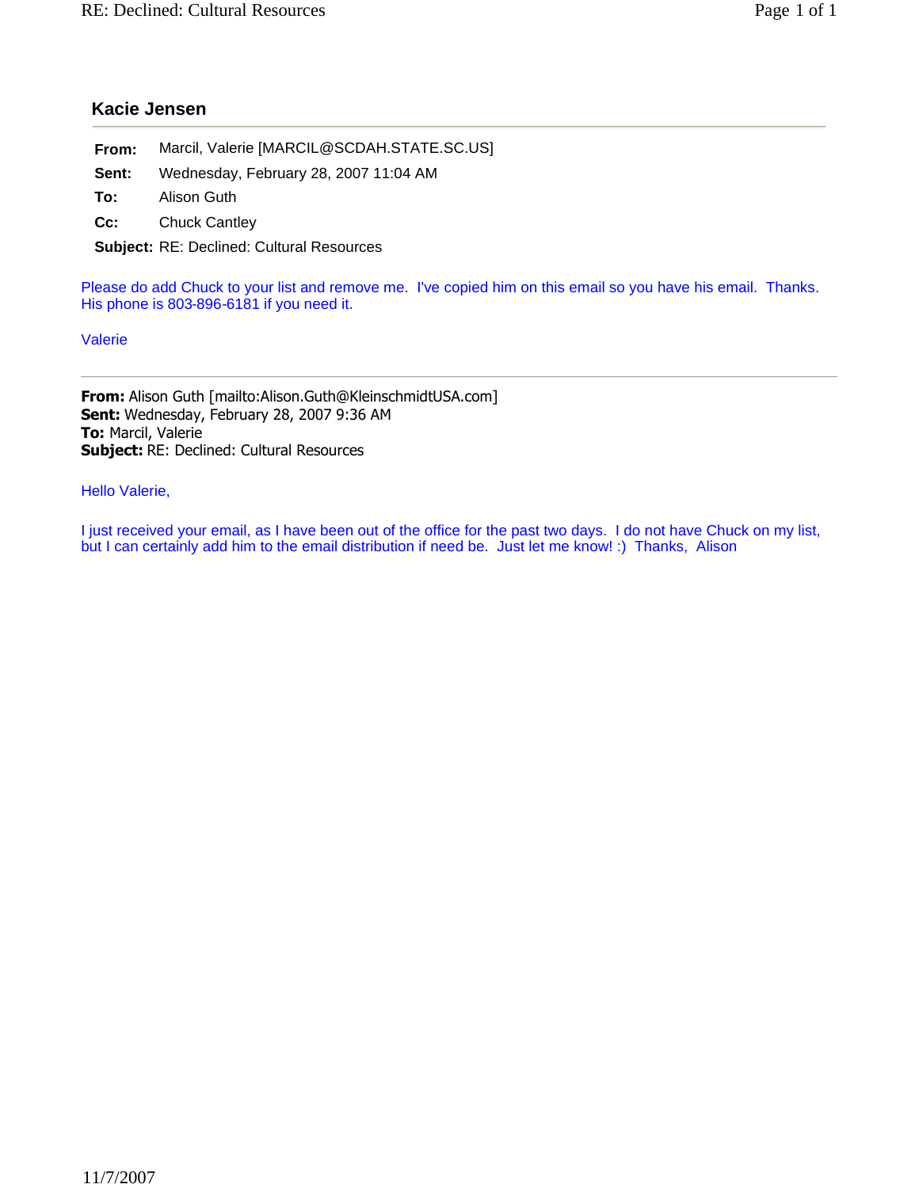## Kacie Jensen

**From:** Marcil, Valerie [MARCIL@SCDAH.STATE.SC.US]

**Sent:** Wednesday, February 28, 2007 11:04 AM

**To:** Alison Guth

**Cc:** Chuck Cantley

**Subject:** RE: Declined: Cultural Resources

Please do add Chuck to your list and remove me. I've copied him on this email so you have his email. Thanks. His phone is 803-896-6181 if you need it.

Valerie

---

**From:** Alison Guth [mailto:Alison.Guth@KleinschmidtUSA.com]
**Sent:** Wednesday, February 28, 2007 9:36 AM
**To:** Marcil, Valerie
**Subject:** RE: Declined: Cultural Resources

Hello Valerie,

I just received your email, as I have been out of the office for the past two days. I do not have Chuck on my list, but I can certainly add him to the email distribution if need be. Just let me know! :) Thanks, Alison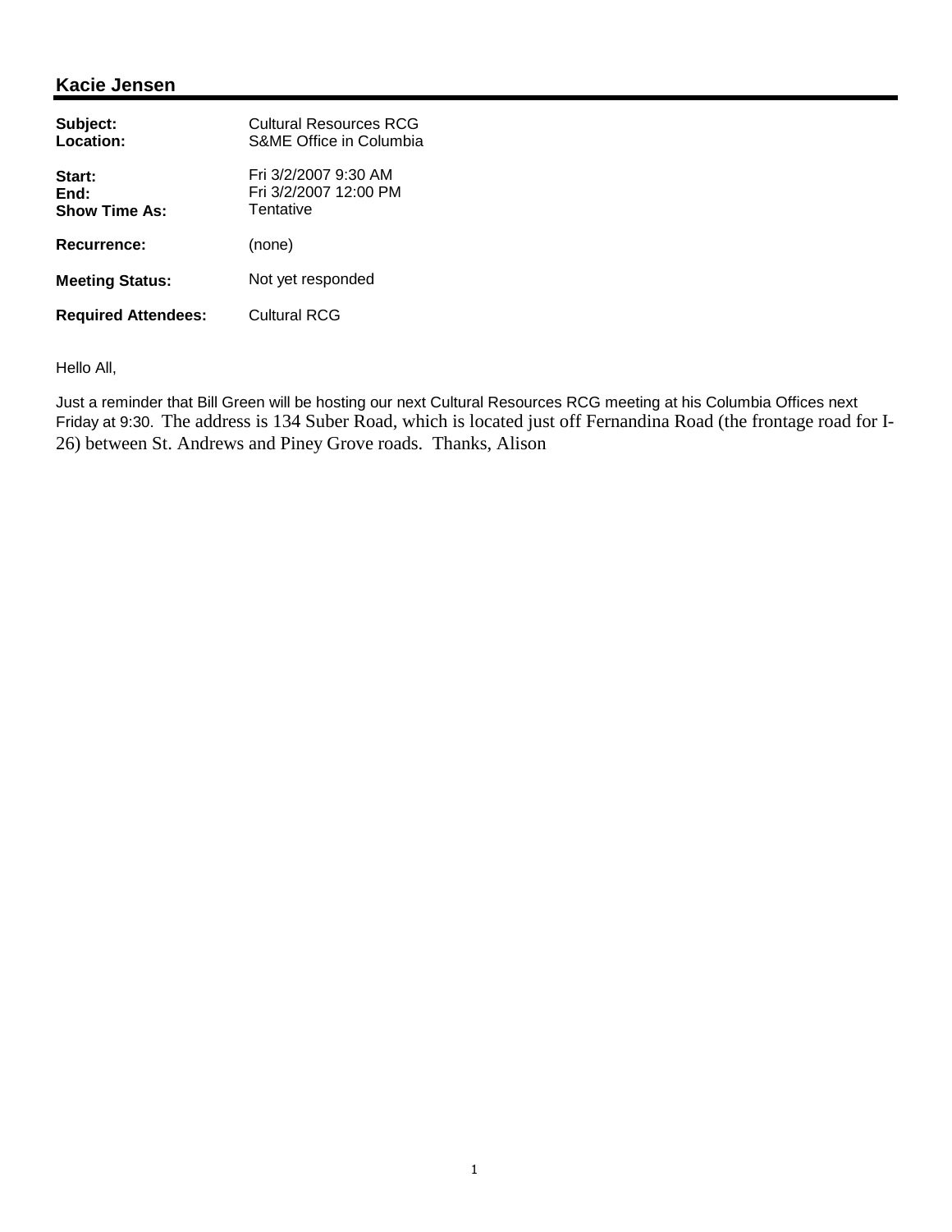## Kacie Jensen

| | |
|---|---|
| **Subject:** | Cultural Resources RCG |
| **Location:** | S&ME Office in Columbia |
| **Start:** | Fri 3/2/2007 9:30 AM |
| **End:** | Fri 3/2/2007 12:00 PM |
| **Show Time As:** | Tentative |
| **Recurrence:** | (none) |
| **Meeting Status:** | Not yet responded |
| **Required Attendees:** | Cultural RCG |

Hello All,

Just a reminder that Bill Green will be hosting our next Cultural Resources RCG meeting at his Columbia Offices next Friday at 9:30. The address is 134 Suber Road, which is located just off Fernandina Road (the frontage road for I-26) between St. Andrews and Piney Grove roads. Thanks, Alison